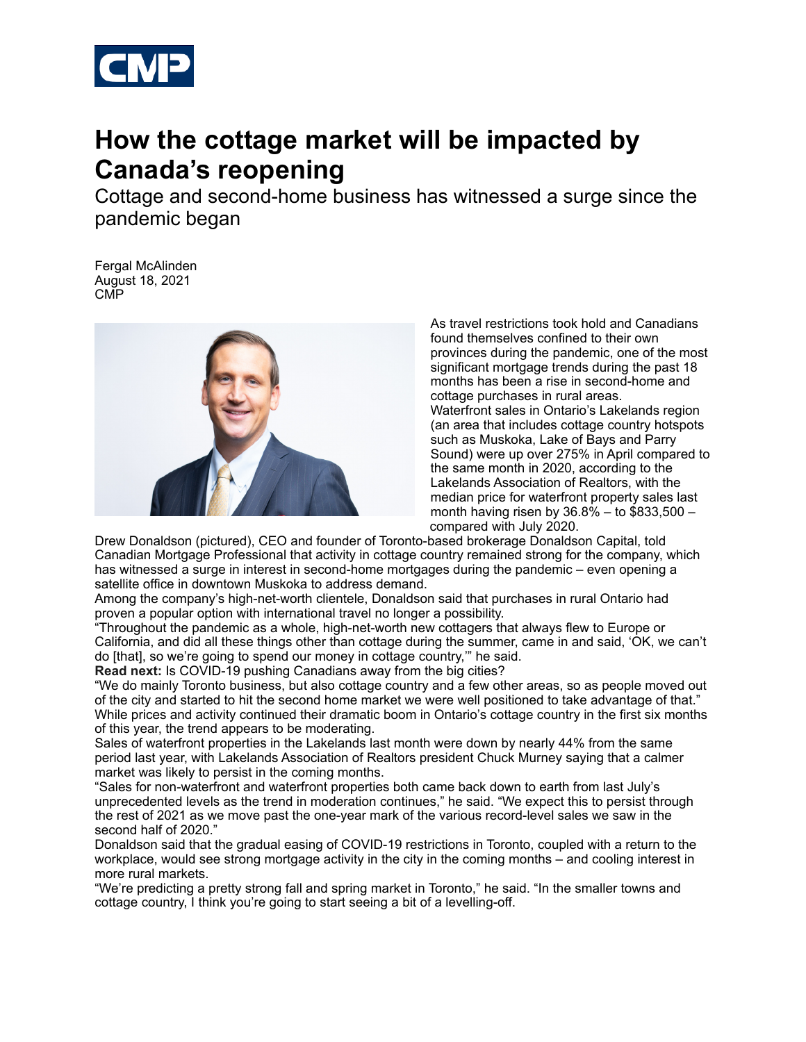# How the cottage market will be impacted by Canada's reopening

Cottage and second-home business has witnessed a surge since the pandemic began

Fergal McAlinden
August 18, 2021
CMP

As travel restrictions took hold and Canadians found themselves confined to their own provinces during the pandemic, one of the most significant mortgage trends during the past 18 months has been a rise in second-home and cottage purchases in rural areas.

Waterfront sales in Ontario's Lakelands region (an area that includes cottage country hotspots such as Muskoka, Lake of Bays and Parry Sound) were up over 275% in April compared to the same month in 2020, according to the Lakelands Association of Realtors, with the median price for waterfront property sales last month having risen by 36.8% – to $833,500 – compared with July 2020.

Drew Donaldson (pictured), CEO and founder of Toronto-based brokerage Donaldson Capital, told Canadian Mortgage Professional that activity in cottage country remained strong for the company, which has witnessed a surge in interest in second-home mortgages during the pandemic – even opening a satellite office in downtown Muskoka to address demand.

Among the company's high-net-worth clientele, Donaldson said that purchases in rural Ontario had proven a popular option with international travel no longer a possibility.

"Throughout the pandemic as a whole, high-net-worth new cottagers that always flew to Europe or California, and did all these things other than cottage during the summer, came in and said, 'OK, we can't do [that], so we're going to spend our money in cottage country,'" he said.

**Read next:** Is COVID-19 pushing Canadians away from the big cities?

"We do mainly Toronto business, but also cottage country and a few other areas, so as people moved out of the city and started to hit the second home market we were well positioned to take advantage of that."

While prices and activity continued their dramatic boom in Ontario's cottage country in the first six months of this year, the trend appears to be moderating.

Sales of waterfront properties in the Lakelands last month were down by nearly 44% from the same period last year, with Lakelands Association of Realtors president Chuck Murney saying that a calmer market was likely to persist in the coming months.

"Sales for non-waterfront and waterfront properties both came back down to earth from last July's unprecedented levels as the trend in moderation continues," he said. "We expect this to persist through the rest of 2021 as we move past the one-year mark of the various record-level sales we saw in the second half of 2020."

Donaldson said that the gradual easing of COVID-19 restrictions in Toronto, coupled with a return to the workplace, would see strong mortgage activity in the city in the coming months – and cooling interest in more rural markets.

"We're predicting a pretty strong fall and spring market in Toronto," he said. "In the smaller towns and cottage country, I think you're going to start seeing a bit of a levelling-off.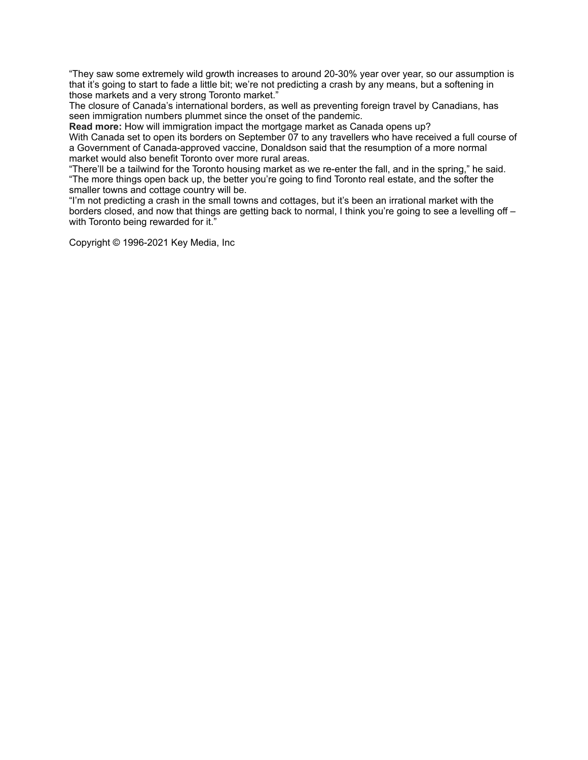"They saw some extremely wild growth increases to around 20-30% year over year, so our assumption is that it's going to start to fade a little bit; we're not predicting a crash by any means, but a softening in those markets and a very strong Toronto market."

The closure of Canada's international borders, as well as preventing foreign travel by Canadians, has seen immigration numbers plummet since the onset of the pandemic.

**Read more:** How will immigration impact the mortgage market as Canada opens up?

With Canada set to open its borders on September 07 to any travellers who have received a full course of a Government of Canada-approved vaccine, Donaldson said that the resumption of a more normal market would also benefit Toronto over more rural areas.

"There'll be a tailwind for the Toronto housing market as we re-enter the fall, and in the spring," he said. "The more things open back up, the better you're going to find Toronto real estate, and the softer the smaller towns and cottage country will be.

"I'm not predicting a crash in the small towns and cottages, but it's been an irrational market with the borders closed, and now that things are getting back to normal, I think you're going to see a levelling off – with Toronto being rewarded for it."

Copyright © 1996-2021 Key Media, Inc